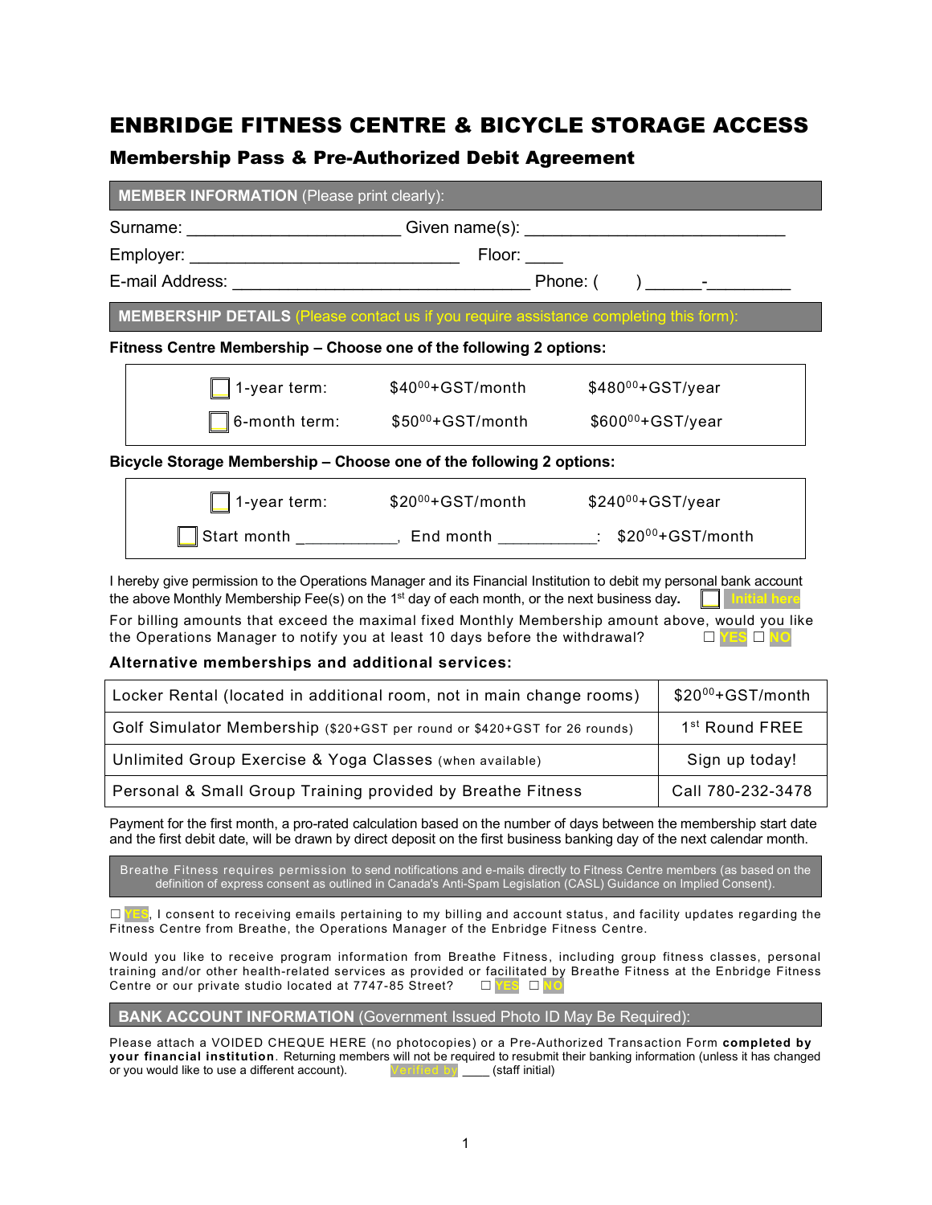# ENBRIDGE FITNESS CENTRE & BICYCLE STORAGE ACCESS

## Membership Pass & Pre-Authorized Debit Agreement

**MEMBER INFORMATION** (Please print clearly):

Surname: ______________________ Given name(s): ____________________________

Employer: ____________________________ Floor: ____

E-mail Address: _______________________________ Phone: ( ) ______-_________

**MEMBERSHIP DETAILS** (Please contact us if you require assistance completing this form):

**Fitness Centre Membership – Choose one of the following 2 options:**

| | | |
|---|---|---|
| ☐ 1-year term: | $40^{00}+GST/month | $480^{00}+GST/year |
| ☐ 6-month term: | $50^{00}+GST/month | $600^{00}+GST/year |

**Bicycle Storage Membership – Choose one of the following 2 options:**

| | | |
|---|---|---|
| ☐ 1-year term: | $20^{00}+GST/month | $240^{00}+GST/year |
| ☐ Start month ___________, | End month ___________: | $20^{00}+GST/month |

I hereby give permission to the Operations Manager and its Financial Institution to debit my personal bank account the above Monthly Membership Fee(s) on the 1st day of each month, or the next business day. ☐ Initial here

For billing amounts that exceed the maximal fixed Monthly Membership amount above, would you like the Operations Manager to notify you at least 10 days before the withdrawal? ☐ YES ☐ NO

**Alternative memberships and additional services:**

| Service | Price |
|---|---|
| Locker Rental (located in additional room, not in main change rooms) | $20^{00}+GST/month |
| Golf Simulator Membership ($20+GST per round or $420+GST for 26 rounds) | 1st Round FREE |
| Unlimited Group Exercise & Yoga Classes (when available) | Sign up today! |
| Personal & Small Group Training provided by Breathe Fitness | Call 780-232-3478 |

Payment for the first month, a pro-rated calculation based on the number of days between the membership start date and the first debit date, will be drawn by direct deposit on the first business banking day of the next calendar month.

Breathe Fitness requires permission to send notifications and e-mails directly to Fitness Centre members (as based on the definition of express consent as outlined in Canada's Anti-Spam Legislation (CASL) Guidance on Implied Consent).

☐ YES, I consent to receiving emails pertaining to my billing and account status, and facility updates regarding the Fitness Centre from Breathe, the Operations Manager of the Enbridge Fitness Centre.

Would you like to receive program information from Breathe Fitness, including group fitness classes, personal training and/or other health-related services as provided or facilitated by Breathe Fitness at the Enbridge Fitness Centre or our private studio located at 7747-85 Street? ☐ YES ☐ NO

**BANK ACCOUNT INFORMATION** (Government Issued Photo ID May Be Required):

Please attach a VOIDED CHEQUE HERE (no photocopies) or a Pre-Authorized Transaction Form **completed by your financial institution**. Returning members will not be required to resubmit their banking information (unless it has changed or you would like to use a different account). Verified by ____ (staff initial)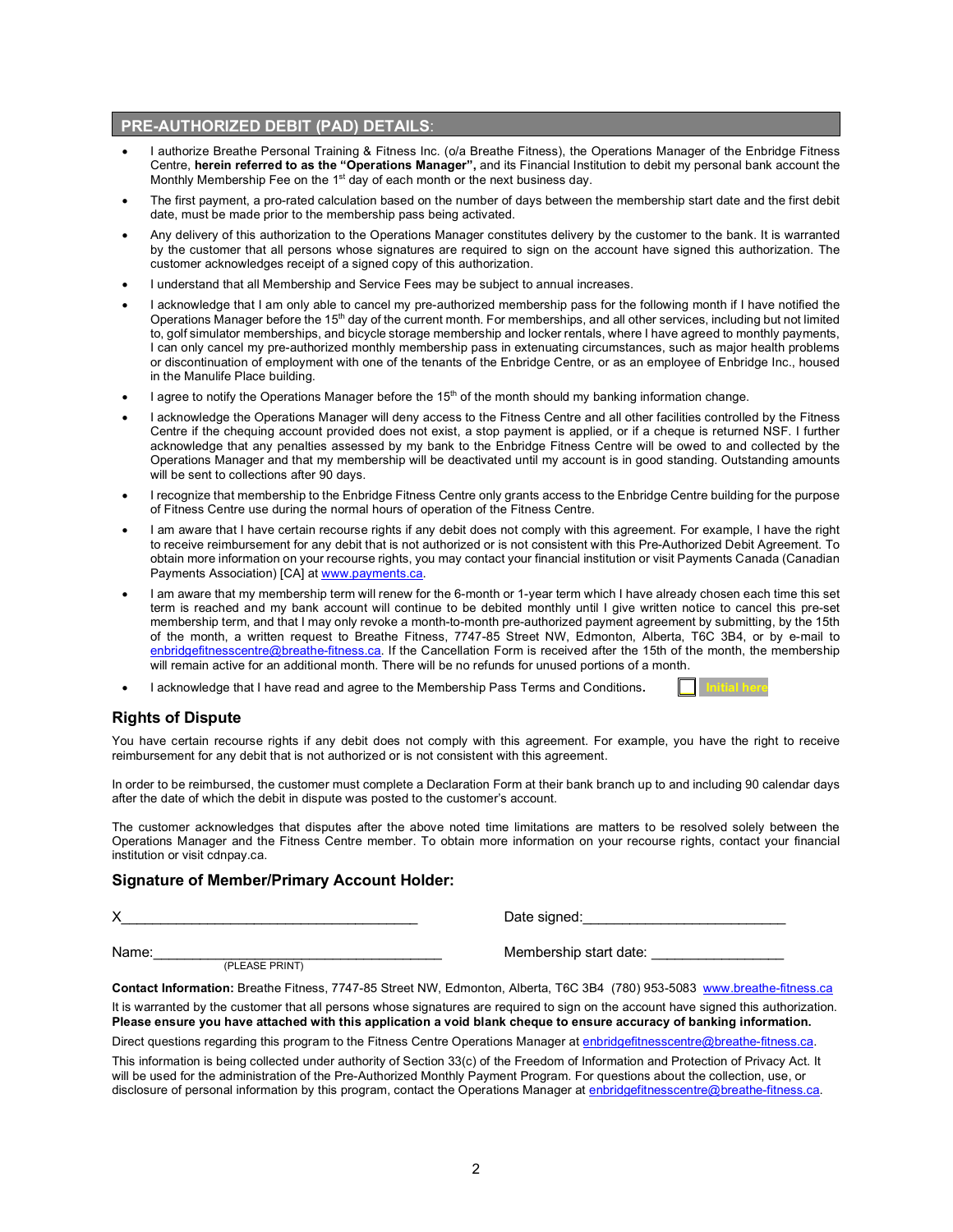## PRE-AUTHORIZED DEBIT (PAD) DETAILS:

- I authorize Breathe Personal Training & Fitness Inc. (o/a Breathe Fitness), the Operations Manager of the Enbridge Fitness Centre, **herein referred to as the "Operations Manager",** and its Financial Institution to debit my personal bank account the Monthly Membership Fee on the 1st day of each month or the next business day.
- The first payment, a pro-rated calculation based on the number of days between the membership start date and the first debit date, must be made prior to the membership pass being activated.
- Any delivery of this authorization to the Operations Manager constitutes delivery by the customer to the bank. It is warranted by the customer that all persons whose signatures are required to sign on the account have signed this authorization. The customer acknowledges receipt of a signed copy of this authorization.
- I understand that all Membership and Service Fees may be subject to annual increases.
- I acknowledge that I am only able to cancel my pre-authorized membership pass for the following month if I have notified the Operations Manager before the 15th day of the current month. For memberships, and all other services, including but not limited to, golf simulator memberships, and bicycle storage membership and locker rentals, where I have agreed to monthly payments, I can only cancel my pre-authorized monthly membership pass in extenuating circumstances, such as major health problems or discontinuation of employment with one of the tenants of the Enbridge Centre, or as an employee of Enbridge Inc., housed in the Manulife Place building.
- I agree to notify the Operations Manager before the 15th of the month should my banking information change.
- I acknowledge the Operations Manager will deny access to the Fitness Centre and all other facilities controlled by the Fitness Centre if the chequing account provided does not exist, a stop payment is applied, or if a cheque is returned NSF. I further acknowledge that any penalties assessed by my bank to the Enbridge Fitness Centre will be owed to and collected by the Operations Manager and that my membership will be deactivated until my account is in good standing. Outstanding amounts will be sent to collections after 90 days.
- I recognize that membership to the Enbridge Fitness Centre only grants access to the Enbridge Centre building for the purpose of Fitness Centre use during the normal hours of operation of the Fitness Centre.
- I am aware that I have certain recourse rights if any debit does not comply with this agreement. For example, I have the right to receive reimbursement for any debit that is not authorized or is not consistent with this Pre-Authorized Debit Agreement. To obtain more information on your recourse rights, you may contact your financial institution or visit Payments Canada (Canadian Payments Association) [CA] at www.payments.ca.
- I am aware that my membership term will renew for the 6-month or 1-year term which I have already chosen each time this set term is reached and my bank account will continue to be debited monthly until I give written notice to cancel this pre-set membership term, and that I may only revoke a month-to-month pre-authorized payment agreement by submitting, by the 15th of the month, a written request to Breathe Fitness, 7747-85 Street NW, Edmonton, Alberta, T6C 3B4, or by e-mail to enbridgefitnesscentre@breathe-fitness.ca. If the Cancellation Form is received after the 15th of the month, the membership will remain active for an additional month. There will be no refunds for unused portions of a month.
- I acknowledge that I have read and agree to the Membership Pass Terms and Conditions. ☐ Initial here

## Rights of Dispute

You have certain recourse rights if any debit does not comply with this agreement. For example, you have the right to receive reimbursement for any debit that is not authorized or is not consistent with this agreement.

In order to be reimbursed, the customer must complete a Declaration Form at their bank branch up to and including 90 calendar days after the date of which the debit in dispute was posted to the customer's account.

The customer acknowledges that disputes after the above noted time limitations are matters to be resolved solely between the Operations Manager and the Fitness Centre member. To obtain more information on your recourse rights, contact your financial institution or visit cdnpay.ca.

## Signature of Member/Primary Account Holder:

X______________________________________ Date signed:_________________________

Name:______________________________________ Membership start date: ________________
(PLEASE PRINT)

**Contact Information:** Breathe Fitness, 7747-85 Street NW, Edmonton, Alberta, T6C 3B4 (780) 953-5083 www.breathe-fitness.ca

It is warranted by the customer that all persons whose signatures are required to sign on the account have signed this authorization. **Please ensure you have attached with this application a void blank cheque to ensure accuracy of banking information.**

Direct questions regarding this program to the Fitness Centre Operations Manager at enbridgefitnesscentre@breathe-fitness.ca.

This information is being collected under authority of Section 33(c) of the Freedom of Information and Protection of Privacy Act. It will be used for the administration of the Pre-Authorized Monthly Payment Program. For questions about the collection, use, or disclosure of personal information by this program, contact the Operations Manager at enbridgefitnesscentre@breathe-fitness.ca.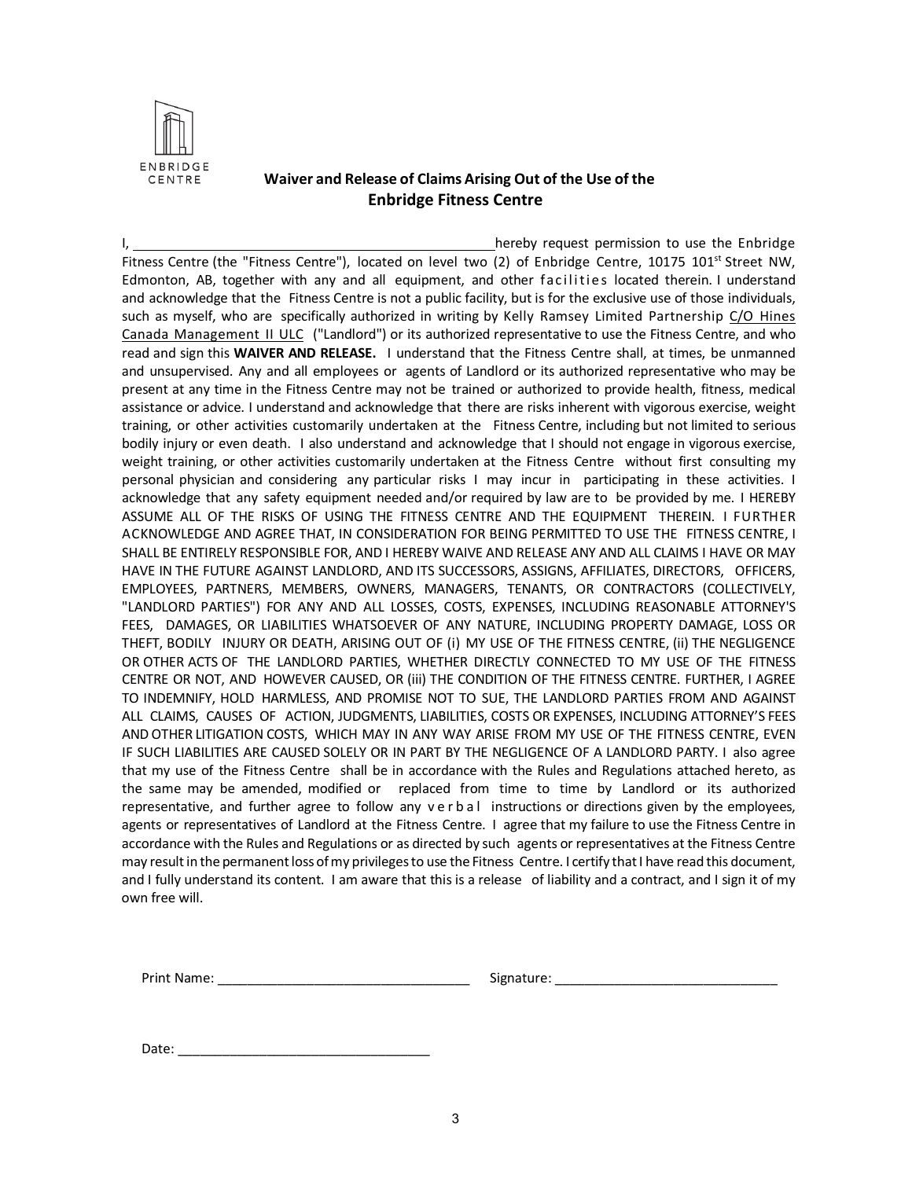ENBRIDGE CENTRE

## Waiver and Release of Claims Arising Out of the Use of the Enbridge Fitness Centre

I, ______________________________________________ hereby request permission to use the Enbridge Fitness Centre (the "Fitness Centre"), located on level two (2) of Enbridge Centre, 10175 101st Street NW, Edmonton, AB, together with any and all equipment, and other facilities located therein. I understand and acknowledge that the Fitness Centre is not a public facility, but is for the exclusive use of those individuals, such as myself, who are specifically authorized in writing by Kelly Ramsey Limited Partnership C/O Hines Canada Management II ULC ("Landlord") or its authorized representative to use the Fitness Centre, and who read and sign this **WAIVER AND RELEASE.** I understand that the Fitness Centre shall, at times, be unmanned and unsupervised. Any and all employees or agents of Landlord or its authorized representative who may be present at any time in the Fitness Centre may not be trained or authorized to provide health, fitness, medical assistance or advice. I understand and acknowledge that there are risks inherent with vigorous exercise, weight training, or other activities customarily undertaken at the Fitness Centre, including but not limited to serious bodily injury or even death. I also understand and acknowledge that I should not engage in vigorous exercise, weight training, or other activities customarily undertaken at the Fitness Centre without first consulting my personal physician and considering any particular risks I may incur in participating in these activities. I acknowledge that any safety equipment needed and/or required by law are to be provided by me. I HEREBY ASSUME ALL OF THE RISKS OF USING THE FITNESS CENTRE AND THE EQUIPMENT THEREIN. I FURTHER ACKNOWLEDGE AND AGREE THAT, IN CONSIDERATION FOR BEING PERMITTED TO USE THE FITNESS CENTRE, I SHALL BE ENTIRELY RESPONSIBLE FOR, AND I HEREBY WAIVE AND RELEASE ANY AND ALL CLAIMS I HAVE OR MAY HAVE IN THE FUTURE AGAINST LANDLORD, AND ITS SUCCESSORS, ASSIGNS, AFFILIATES, DIRECTORS, OFFICERS, EMPLOYEES, PARTNERS, MEMBERS, OWNERS, MANAGERS, TENANTS, OR CONTRACTORS (COLLECTIVELY, "LANDLORD PARTIES") FOR ANY AND ALL LOSSES, COSTS, EXPENSES, INCLUDING REASONABLE ATTORNEY'S FEES, DAMAGES, OR LIABILITIES WHATSOEVER OF ANY NATURE, INCLUDING PROPERTY DAMAGE, LOSS OR THEFT, BODILY INJURY OR DEATH, ARISING OUT OF (i) MY USE OF THE FITNESS CENTRE, (ii) THE NEGLIGENCE OR OTHER ACTS OF THE LANDLORD PARTIES, WHETHER DIRECTLY CONNECTED TO MY USE OF THE FITNESS CENTRE OR NOT, AND HOWEVER CAUSED, OR (iii) THE CONDITION OF THE FITNESS CENTRE. FURTHER, I AGREE TO INDEMNIFY, HOLD HARMLESS, AND PROMISE NOT TO SUE, THE LANDLORD PARTIES FROM AND AGAINST ALL CLAIMS, CAUSES OF ACTION, JUDGMENTS, LIABILITIES, COSTS OR EXPENSES, INCLUDING ATTORNEY'S FEES AND OTHER LITIGATION COSTS, WHICH MAY IN ANY WAY ARISE FROM MY USE OF THE FITNESS CENTRE, EVEN IF SUCH LIABILITIES ARE CAUSED SOLELY OR IN PART BY THE NEGLIGENCE OF A LANDLORD PARTY. I also agree that my use of the Fitness Centre shall be in accordance with the Rules and Regulations attached hereto, as the same may be amended, modified or replaced from time to time by Landlord or its authorized representative, and further agree to follow any verbal instructions or directions given by the employees, agents or representatives of Landlord at the Fitness Centre. I agree that my failure to use the Fitness Centre in accordance with the Rules and Regulations or as directed by such agents or representatives at the Fitness Centre may result in the permanent loss of my privileges to use the Fitness Centre. I certify that I have read this document, and I fully understand its content. I am aware that this is a release of liability and a contract, and I sign it of my own free will.

Print Name: __________________________________ Signature: ______________________________

Date: __________________________________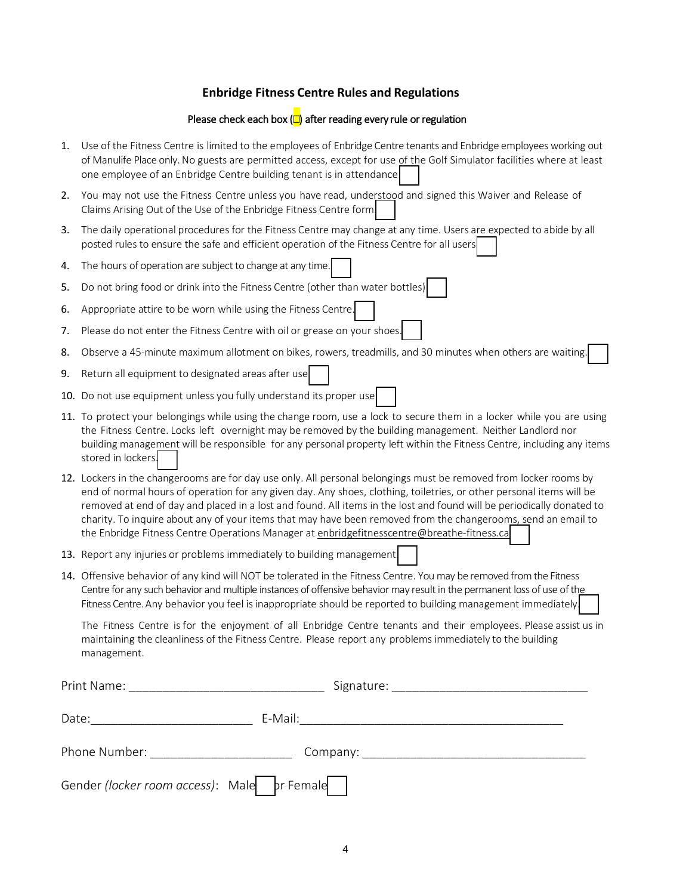## Enbridge Fitness Centre Rules and Regulations

Please check each box (☐) after reading every rule or regulation

1. Use of the Fitness Centre is limited to the employees of Enbridge Centre tenants and Enbridge employees working out of Manulife Place only. No guests are permitted access, except for use of the Golf Simulator facilities where at least one employee of an Enbridge Centre building tenant is in attendance ☐
2. You may not use the Fitness Centre unless you have read, understood and signed this Waiver and Release of Claims Arising Out of the Use of the Enbridge Fitness Centre form. ☐
3. The daily operational procedures for the Fitness Centre may change at any time. Users are expected to abide by all posted rules to ensure the safe and efficient operation of the Fitness Centre for all users ☐
4. The hours of operation are subject to change at any time. ☐
5. Do not bring food or drink into the Fitness Centre (other than water bottles) ☐
6. Appropriate attire to be worn while using the Fitness Centre. ☐
7. Please do not enter the Fitness Centre with oil or grease on your shoes. ☐
8. Observe a 45-minute maximum allotment on bikes, rowers, treadmills, and 30 minutes when others are waiting. ☐
9. Return all equipment to designated areas after use ☐
10. Do not use equipment unless you fully understand its proper use ☐
11. To protect your belongings while using the change room, use a lock to secure them in a locker while you are using the Fitness Centre. Locks left overnight may be removed by the building management. Neither Landlord nor building management will be responsible for any personal property left within the Fitness Centre, including any items stored in lockers. ☐
12. Lockers in the changerooms are for day use only. All personal belongings must be removed from locker rooms by end of normal hours of operation for any given day. Any shoes, clothing, toiletries, or other personal items will be removed at end of day and placed in a lost and found. All items in the lost and found will be periodically donated to charity. To inquire about any of your items that may have been removed from the changerooms, send an email to the Enbridge Fitness Centre Operations Manager at enbridgefitnesscentre@breathe-fitness.ca ☐
13. Report any injuries or problems immediately to building management ☐
14. Offensive behavior of any kind will NOT be tolerated in the Fitness Centre. You may be removed from the Fitness Centre for any such behavior and multiple instances of offensive behavior may result in the permanent loss of use of the Fitness Centre. Any behavior you feel is inappropriate should be reported to building management immediately ☐

The Fitness Centre is for the enjoyment of all Enbridge Centre tenants and their employees. Please assist us in maintaining the cleanliness of the Fitness Centre. Please report any problems immediately to the building management.

Print Name: ______________________________ Signature: ______________________________

Date: ________________________ E-Mail: ________________________________________

Phone Number: _____________________ Company: __________________________________

Gender *(locker room access)*: Male ☐ or Female ☐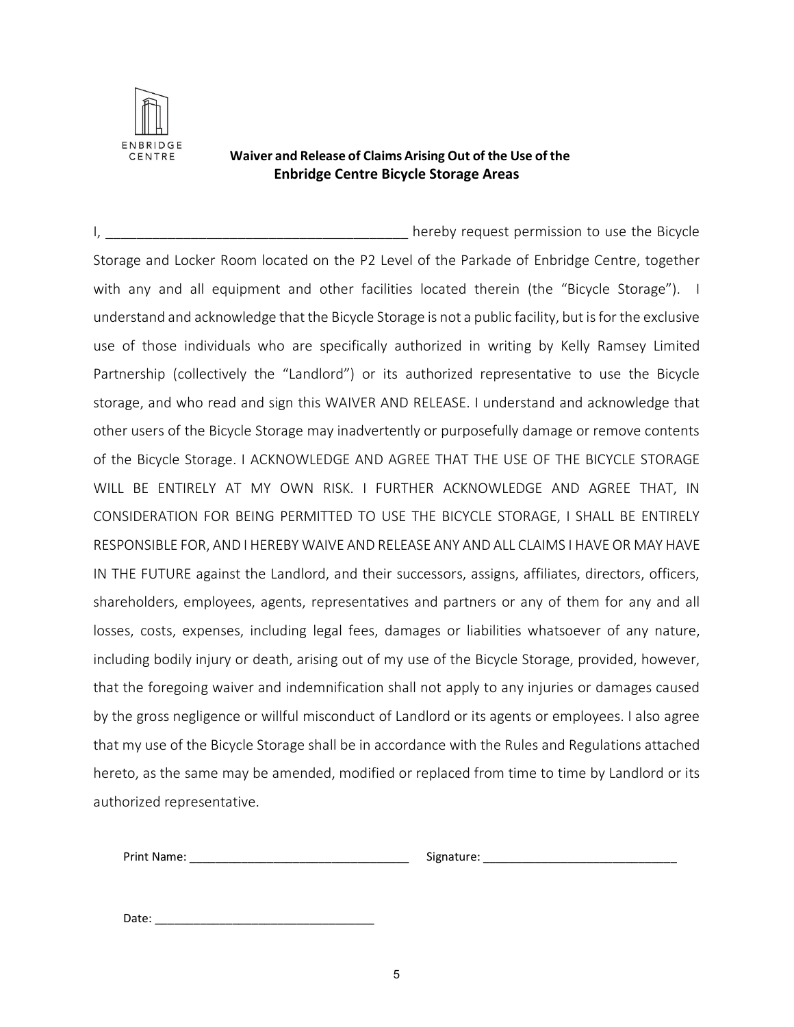ENBRIDGE CENTRE

## Waiver and Release of Claims Arising Out of the Use of the Enbridge Centre Bicycle Storage Areas

I, ______________________________________ hereby request permission to use the Bicycle Storage and Locker Room located on the P2 Level of the Parkade of Enbridge Centre, together with any and all equipment and other facilities located therein (the "Bicycle Storage"). I understand and acknowledge that the Bicycle Storage is not a public facility, but is for the exclusive use of those individuals who are specifically authorized in writing by Kelly Ramsey Limited Partnership (collectively the "Landlord") or its authorized representative to use the Bicycle storage, and who read and sign this WAIVER AND RELEASE. I understand and acknowledge that other users of the Bicycle Storage may inadvertently or purposefully damage or remove contents of the Bicycle Storage. I ACKNOWLEDGE AND AGREE THAT THE USE OF THE BICYCLE STORAGE WILL BE ENTIRELY AT MY OWN RISK. I FURTHER ACKNOWLEDGE AND AGREE THAT, IN CONSIDERATION FOR BEING PERMITTED TO USE THE BICYCLE STORAGE, I SHALL BE ENTIRELY RESPONSIBLE FOR, AND I HEREBY WAIVE AND RELEASE ANY AND ALL CLAIMS I HAVE OR MAY HAVE IN THE FUTURE against the Landlord, and their successors, assigns, affiliates, directors, officers, shareholders, employees, agents, representatives and partners or any of them for any and all losses, costs, expenses, including legal fees, damages or liabilities whatsoever of any nature, including bodily injury or death, arising out of my use of the Bicycle Storage, provided, however, that the foregoing waiver and indemnification shall not apply to any injuries or damages caused by the gross negligence or willful misconduct of Landlord or its agents or employees. I also agree that my use of the Bicycle Storage shall be in accordance with the Rules and Regulations attached hereto, as the same may be amended, modified or replaced from time to time by Landlord or its authorized representative.

Print Name: ________________________________ Signature: _____________________________

Date: ________________________________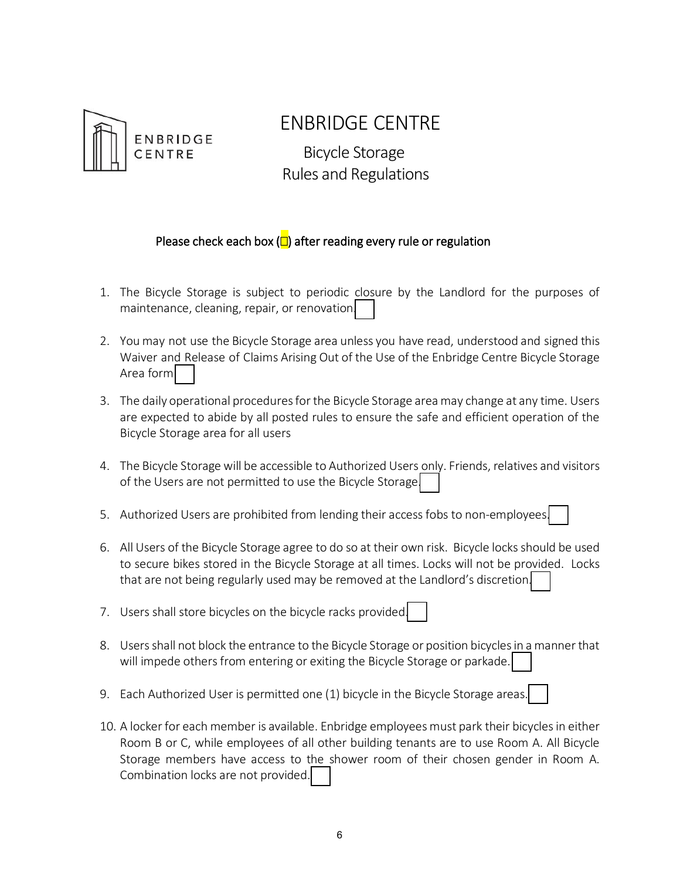ENBRIDGE CENTRE

# ENBRIDGE CENTRE

## Bicycle Storage
## Rules and Regulations

Please check each box (☐) after reading every rule or regulation

1. The Bicycle Storage is subject to periodic closure by the Landlord for the purposes of maintenance, cleaning, repair, or renovation. ☐
2. You may not use the Bicycle Storage area unless you have read, understood and signed this Waiver and Release of Claims Arising Out of the Use of the Enbridge Centre Bicycle Storage Area form ☐
3. The daily operational procedures for the Bicycle Storage area may change at any time. Users are expected to abide by all posted rules to ensure the safe and efficient operation of the Bicycle Storage area for all users
4. The Bicycle Storage will be accessible to Authorized Users only. Friends, relatives and visitors of the Users are not permitted to use the Bicycle Storage. ☐
5. Authorized Users are prohibited from lending their access fobs to non-employees. ☐
6. All Users of the Bicycle Storage agree to do so at their own risk. Bicycle locks should be used to secure bikes stored in the Bicycle Storage at all times. Locks will not be provided. Locks that are not being regularly used may be removed at the Landlord's discretion. ☐
7. Users shall store bicycles on the bicycle racks provided. ☐
8. Users shall not block the entrance to the Bicycle Storage or position bicycles in a manner that will impede others from entering or exiting the Bicycle Storage or parkade. ☐
9. Each Authorized User is permitted one (1) bicycle in the Bicycle Storage areas. ☐
10. A locker for each member is available. Enbridge employees must park their bicycles in either Room B or C, while employees of all other building tenants are to use Room A. All Bicycle Storage members have access to the shower room of their chosen gender in Room A. Combination locks are not provided. ☐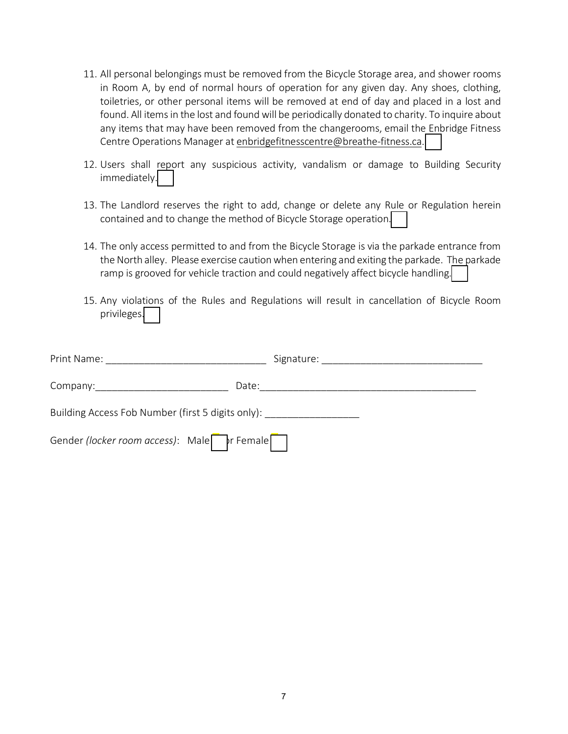11. All personal belongings must be removed from the Bicycle Storage area, and shower rooms in Room A, by end of normal hours of operation for any given day. Any shoes, clothing, toiletries, or other personal items will be removed at end of day and placed in a lost and found. All items in the lost and found will be periodically donated to charity. To inquire about any items that may have been removed from the changerooms, email the Enbridge Fitness Centre Operations Manager at enbridgefitnesscentre@breathe-fitness.ca. ☐

12. Users shall report any suspicious activity, vandalism or damage to Building Security immediately. ☐

13. The Landlord reserves the right to add, change or delete any Rule or Regulation herein contained and to change the method of Bicycle Storage operation. ☐

14. The only access permitted to and from the Bicycle Storage is via the parkade entrance from the North alley. Please exercise caution when entering and exiting the parkade. The parkade ramp is grooved for vehicle traction and could negatively affect bicycle handling. ☐

15. Any violations of the Rules and Regulations will result in cancellation of Bicycle Room privileges. ☐

Print Name: ______________________________ Signature: ______________________________

Company:_________________________ Date:________________________________________

Building Access Fob Number (first 5 digits only): _________________

Gender *(locker room access)*: Male ☐ or Female ☐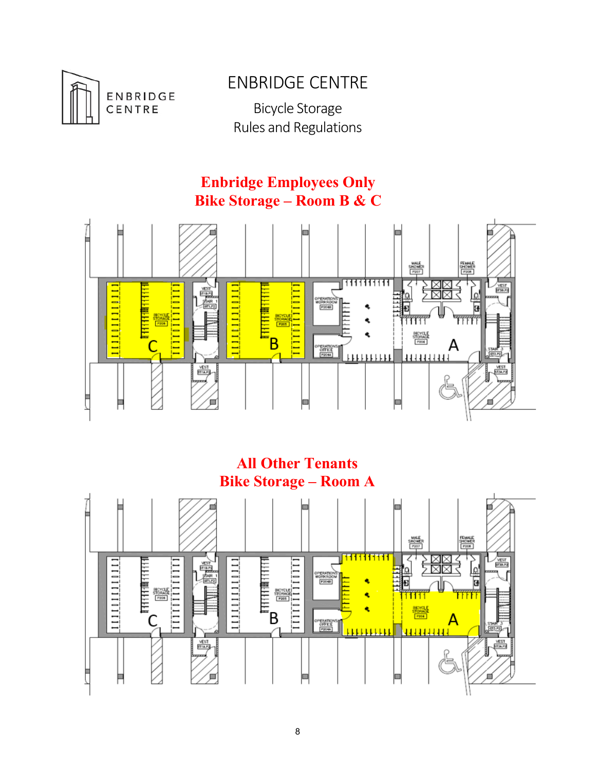ENBRIDGE CENTRE

# ENBRIDGE CENTRE

Bicycle Storage
Rules and Regulations

## Enbridge Employees Only
## Bike Storage – Room B & C

C

B

A

## All Other Tenants
## Bike Storage – Room A

C

B

A